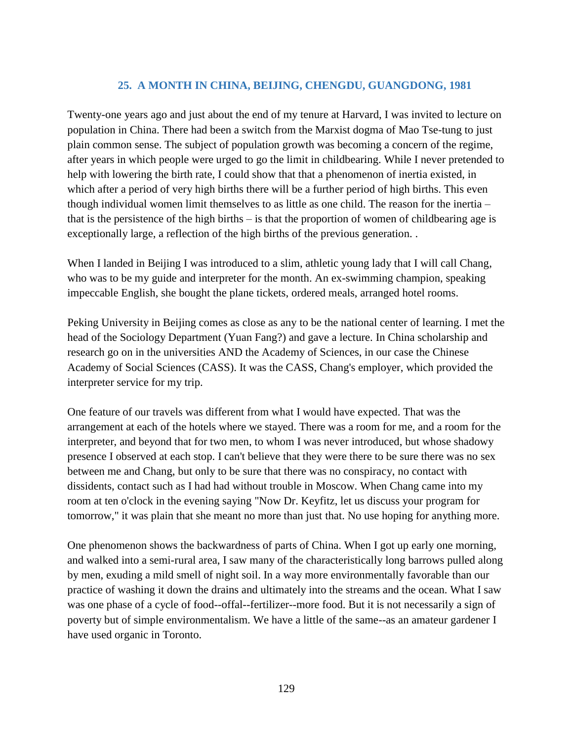## 25. A MONTH IN CHINA, BEIJING, CHENGDU, GUANGDONG, 1981

Twenty-one years ago and just about the end of my tenure at Harvard, I was invited to lecture on population in China. There had been a switch from the Marxist dogma of Mao Tse-tung to just plain common sense. The subject of population growth was becoming a concern of the regime, after years in which people were urged to go the limit in childbearing. While I never pretended to help with lowering the birth rate, I could show that that a phenomenon of inertia existed, in which after a period of very high births there will be a further period of high births. This even though individual women limit themselves to as little as one child. The reason for the inertia – that is the persistence of the high births – is that the proportion of women of childbearing age is exceptionally large, a reflection of the high births of the previous generation. .

When I landed in Beijing I was introduced to a slim, athletic young lady that I will call Chang, who was to be my guide and interpreter for the month. An ex-swimming champion, speaking impeccable English, she bought the plane tickets, ordered meals, arranged hotel rooms.

Peking University in Beijing comes as close as any to be the national center of learning. I met the head of the Sociology Department (Yuan Fang?) and gave a lecture. In China scholarship and research go on in the universities AND the Academy of Sciences, in our case the Chinese Academy of Social Sciences (CASS). It was the CASS, Chang's employer, which provided the interpreter service for my trip.

One feature of our travels was different from what I would have expected. That was the arrangement at each of the hotels where we stayed. There was a room for me, and a room for the interpreter, and beyond that for two men, to whom I was never introduced, but whose shadowy presence I observed at each stop. I can't believe that they were there to be sure there was no sex between me and Chang, but only to be sure that there was no conspiracy, no contact with dissidents, contact such as I had had without trouble in Moscow. When Chang came into my room at ten o'clock in the evening saying "Now Dr. Keyfitz, let us discuss your program for tomorrow," it was plain that she meant no more than just that. No use hoping for anything more.

One phenomenon shows the backwardness of parts of China. When I got up early one morning, and walked into a semi-rural area, I saw many of the characteristically long barrows pulled along by men, exuding a mild smell of night soil. In a way more environmentally favorable than our practice of washing it down the drains and ultimately into the streams and the ocean. What I saw was one phase of a cycle of food--offal--fertilizer--more food. But it is not necessarily a sign of poverty but of simple environmentalism. We have a little of the same--as an amateur gardener I have used organic in Toronto.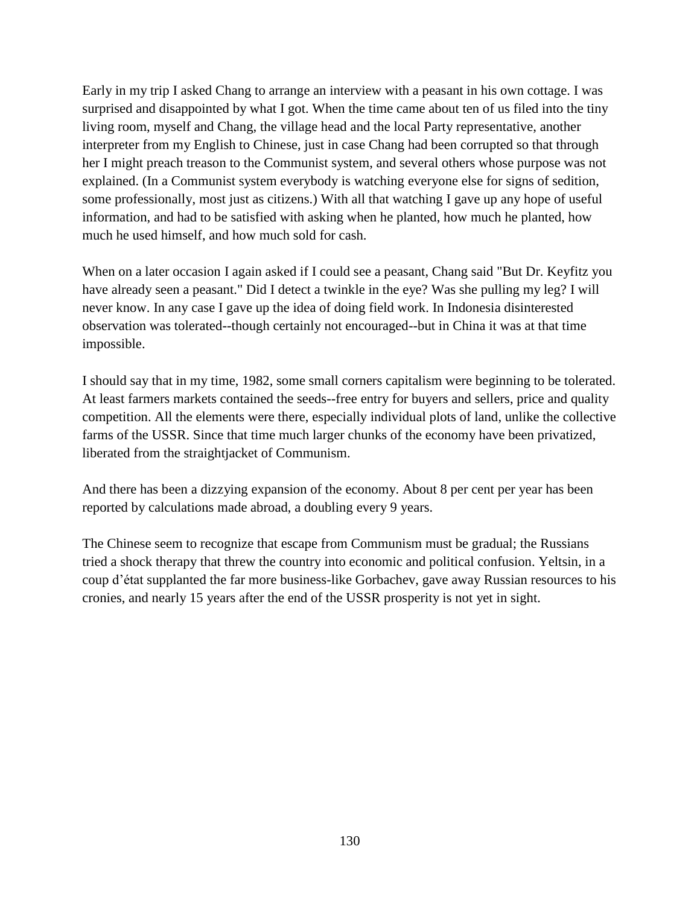Early in my trip I asked Chang to arrange an interview with a peasant in his own cottage. I was surprised and disappointed by what I got. When the time came about ten of us filed into the tiny living room, myself and Chang, the village head and the local Party representative, another interpreter from my English to Chinese, just in case Chang had been corrupted so that through her I might preach treason to the Communist system, and several others whose purpose was not explained. (In a Communist system everybody is watching everyone else for signs of sedition, some professionally, most just as citizens.) With all that watching I gave up any hope of useful information, and had to be satisfied with asking when he planted, how much he planted, how much he used himself, and how much sold for cash.

When on a later occasion I again asked if I could see a peasant, Chang said "But Dr. Keyfitz you have already seen a peasant." Did I detect a twinkle in the eye? Was she pulling my leg? I will never know. In any case I gave up the idea of doing field work. In Indonesia disinterested observation was tolerated--though certainly not encouraged--but in China it was at that time impossible.

I should say that in my time, 1982, some small corners capitalism were beginning to be tolerated. At least farmers markets contained the seeds--free entry for buyers and sellers, price and quality competition. All the elements were there, especially individual plots of land, unlike the collective farms of the USSR. Since that time much larger chunks of the economy have been privatized, liberated from the straightjacket of Communism.

And there has been a dizzying expansion of the economy. About 8 per cent per year has been reported by calculations made abroad, a doubling every 9 years.

The Chinese seem to recognize that escape from Communism must be gradual; the Russians tried a shock therapy that threw the country into economic and political confusion. Yeltsin, in a coup d'état supplanted the far more business-like Gorbachev, gave away Russian resources to his cronies, and nearly 15 years after the end of the USSR prosperity is not yet in sight.